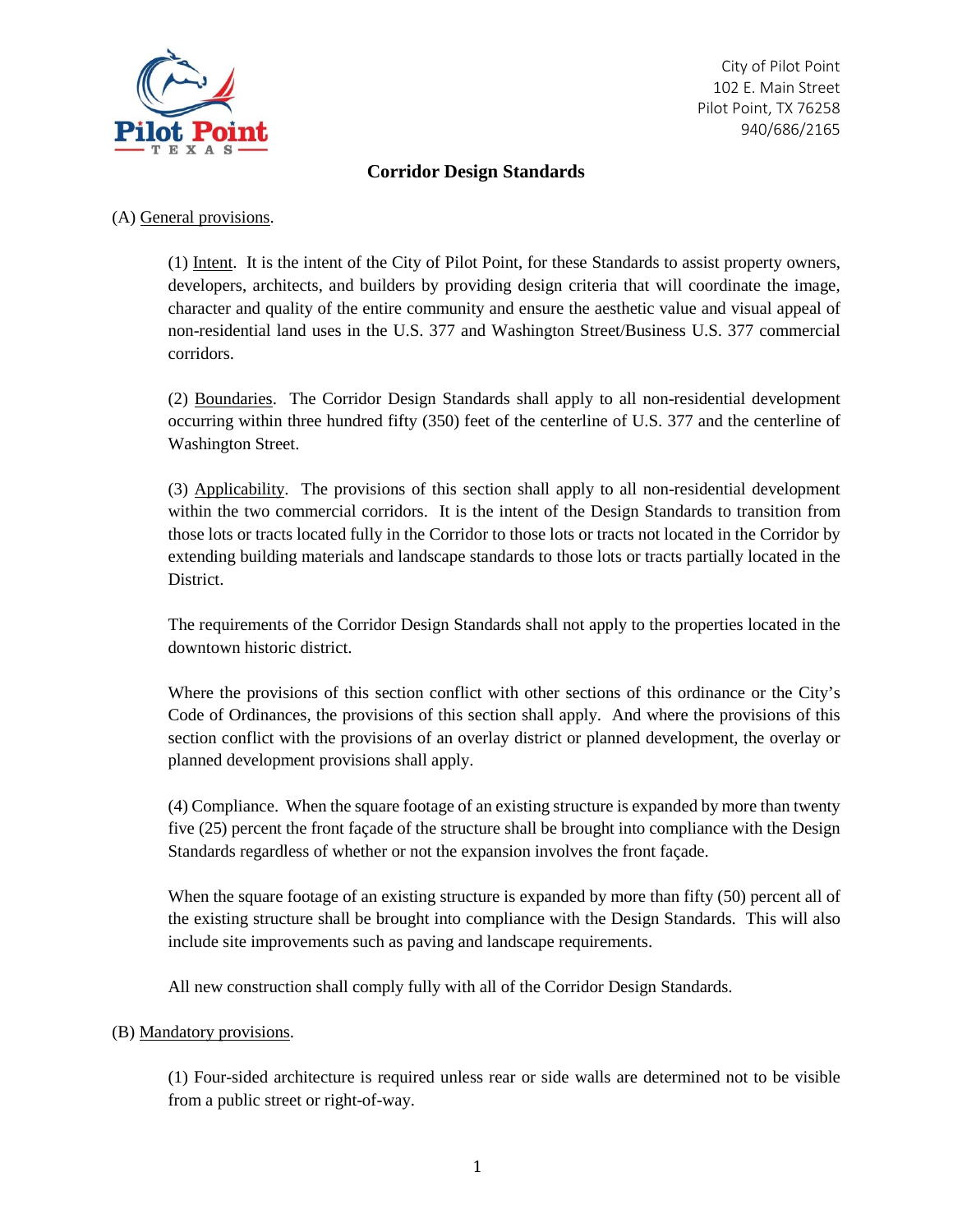City of Pilot Point
102 E. Main Street
Pilot Point, TX 76258
940/686/2165

# Corridor Design Standards

(A) General provisions.

(1) Intent. It is the intent of the City of Pilot Point, for these Standards to assist property owners, developers, architects, and builders by providing design criteria that will coordinate the image, character and quality of the entire community and ensure the aesthetic value and visual appeal of non-residential land uses in the U.S. 377 and Washington Street/Business U.S. 377 commercial corridors.

(2) Boundaries. The Corridor Design Standards shall apply to all non-residential development occurring within three hundred fifty (350) feet of the centerline of U.S. 377 and the centerline of Washington Street.

(3) Applicability. The provisions of this section shall apply to all non-residential development within the two commercial corridors. It is the intent of the Design Standards to transition from those lots or tracts located fully in the Corridor to those lots or tracts not located in the Corridor by extending building materials and landscape standards to those lots or tracts partially located in the District.

The requirements of the Corridor Design Standards shall not apply to the properties located in the downtown historic district.

Where the provisions of this section conflict with other sections of this ordinance or the City's Code of Ordinances, the provisions of this section shall apply. And where the provisions of this section conflict with the provisions of an overlay district or planned development, the overlay or planned development provisions shall apply.

(4) Compliance. When the square footage of an existing structure is expanded by more than twenty five (25) percent the front façade of the structure shall be brought into compliance with the Design Standards regardless of whether or not the expansion involves the front façade.

When the square footage of an existing structure is expanded by more than fifty (50) percent all of the existing structure shall be brought into compliance with the Design Standards. This will also include site improvements such as paving and landscape requirements.

All new construction shall comply fully with all of the Corridor Design Standards.

(B) Mandatory provisions.

(1) Four-sided architecture is required unless rear or side walls are determined not to be visible from a public street or right-of-way.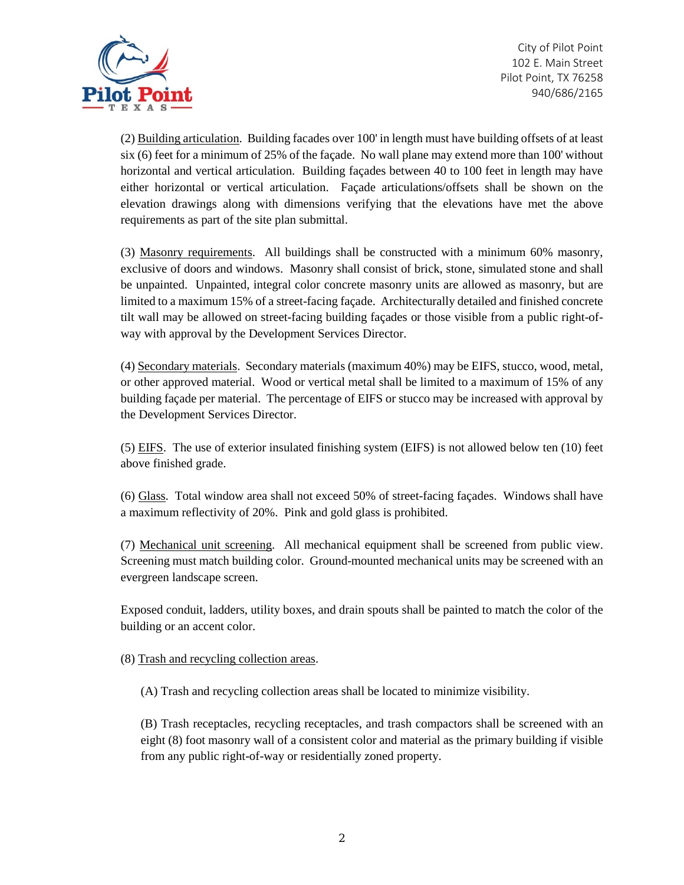(2) Building articulation. Building facades over 100' in length must have building offsets of at least six (6) feet for a minimum of 25% of the façade. No wall plane may extend more than 100' without horizontal and vertical articulation. Building façades between 40 to 100 feet in length may have either horizontal or vertical articulation. Façade articulations/offsets shall be shown on the elevation drawings along with dimensions verifying that the elevations have met the above requirements as part of the site plan submittal.

(3) Masonry requirements. All buildings shall be constructed with a minimum 60% masonry, exclusive of doors and windows. Masonry shall consist of brick, stone, simulated stone and shall be unpainted. Unpainted, integral color concrete masonry units are allowed as masonry, but are limited to a maximum 15% of a street-facing façade. Architecturally detailed and finished concrete tilt wall may be allowed on street-facing building façades or those visible from a public right-of-way with approval by the Development Services Director.

(4) Secondary materials. Secondary materials (maximum 40%) may be EIFS, stucco, wood, metal, or other approved material. Wood or vertical metal shall be limited to a maximum of 15% of any building façade per material. The percentage of EIFS or stucco may be increased with approval by the Development Services Director.

(5) EIFS. The use of exterior insulated finishing system (EIFS) is not allowed below ten (10) feet above finished grade.

(6) Glass. Total window area shall not exceed 50% of street-facing façades. Windows shall have a maximum reflectivity of 20%. Pink and gold glass is prohibited.

(7) Mechanical unit screening. All mechanical equipment shall be screened from public view. Screening must match building color. Ground-mounted mechanical units may be screened with an evergreen landscape screen.

Exposed conduit, ladders, utility boxes, and drain spouts shall be painted to match the color of the building or an accent color.

(8) Trash and recycling collection areas.

(A) Trash and recycling collection areas shall be located to minimize visibility.

(B) Trash receptacles, recycling receptacles, and trash compactors shall be screened with an eight (8) foot masonry wall of a consistent color and material as the primary building if visible from any public right-of-way or residentially zoned property.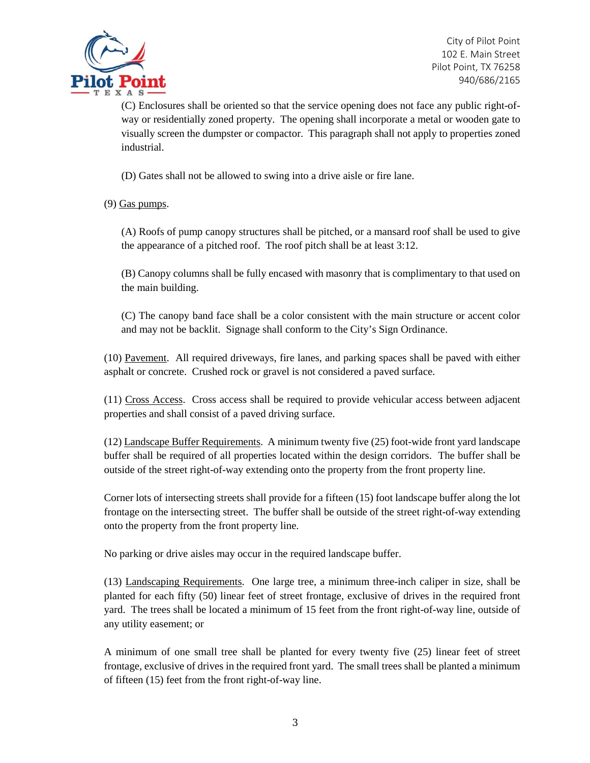(C) Enclosures shall be oriented so that the service opening does not face any public right-of-way or residentially zoned property. The opening shall incorporate a metal or wooden gate to visually screen the dumpster or compactor. This paragraph shall not apply to properties zoned industrial.

(D) Gates shall not be allowed to swing into a drive aisle or fire lane.

(9) Gas pumps.

(A) Roofs of pump canopy structures shall be pitched, or a mansard roof shall be used to give the appearance of a pitched roof. The roof pitch shall be at least 3:12.

(B) Canopy columns shall be fully encased with masonry that is complimentary to that used on the main building.

(C) The canopy band face shall be a color consistent with the main structure or accent color and may not be backlit. Signage shall conform to the City's Sign Ordinance.

(10) Pavement. All required driveways, fire lanes, and parking spaces shall be paved with either asphalt or concrete. Crushed rock or gravel is not considered a paved surface.

(11) Cross Access. Cross access shall be required to provide vehicular access between adjacent properties and shall consist of a paved driving surface.

(12) Landscape Buffer Requirements. A minimum twenty five (25) foot-wide front yard landscape buffer shall be required of all properties located within the design corridors. The buffer shall be outside of the street right-of-way extending onto the property from the front property line.

Corner lots of intersecting streets shall provide for a fifteen (15) foot landscape buffer along the lot frontage on the intersecting street. The buffer shall be outside of the street right-of-way extending onto the property from the front property line.

No parking or drive aisles may occur in the required landscape buffer.

(13) Landscaping Requirements. One large tree, a minimum three-inch caliper in size, shall be planted for each fifty (50) linear feet of street frontage, exclusive of drives in the required front yard. The trees shall be located a minimum of 15 feet from the front right-of-way line, outside of any utility easement; or

A minimum of one small tree shall be planted for every twenty five (25) linear feet of street frontage, exclusive of drives in the required front yard. The small trees shall be planted a minimum of fifteen (15) feet from the front right-of-way line.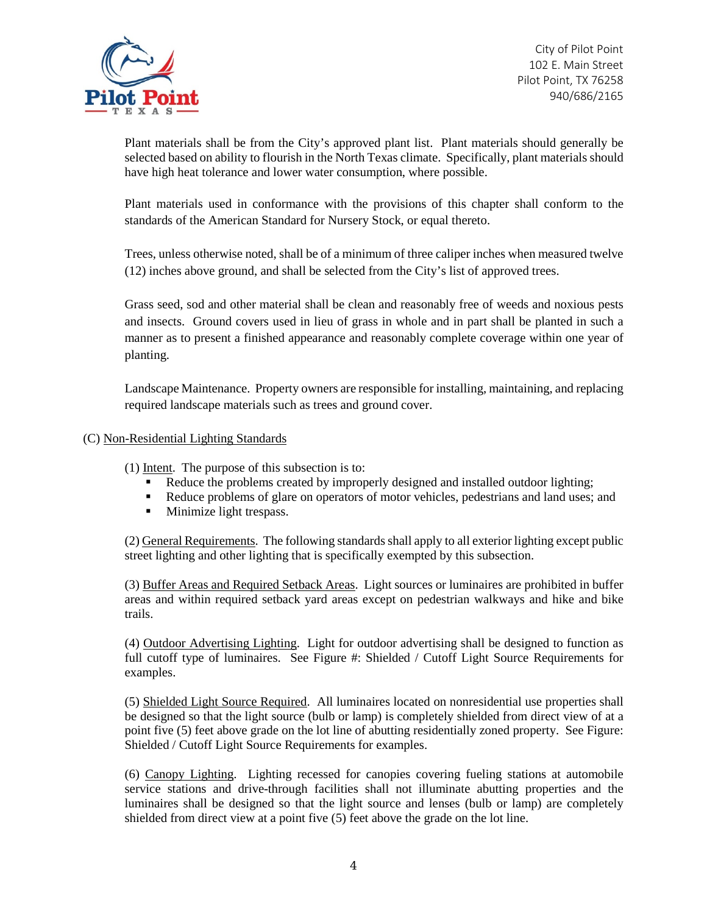Plant materials shall be from the City's approved plant list. Plant materials should generally be selected based on ability to flourish in the North Texas climate. Specifically, plant materials should have high heat tolerance and lower water consumption, where possible.

Plant materials used in conformance with the provisions of this chapter shall conform to the standards of the American Standard for Nursery Stock, or equal thereto.

Trees, unless otherwise noted, shall be of a minimum of three caliper inches when measured twelve (12) inches above ground, and shall be selected from the City's list of approved trees.

Grass seed, sod and other material shall be clean and reasonably free of weeds and noxious pests and insects. Ground covers used in lieu of grass in whole and in part shall be planted in such a manner as to present a finished appearance and reasonably complete coverage within one year of planting.

Landscape Maintenance. Property owners are responsible for installing, maintaining, and replacing required landscape materials such as trees and ground cover.

(C) Non-Residential Lighting Standards

(1) Intent. The purpose of this subsection is to:

- Reduce the problems created by improperly designed and installed outdoor lighting;
- Reduce problems of glare on operators of motor vehicles, pedestrians and land uses; and
- Minimize light trespass.

(2) General Requirements. The following standards shall apply to all exterior lighting except public street lighting and other lighting that is specifically exempted by this subsection.

(3) Buffer Areas and Required Setback Areas. Light sources or luminaires are prohibited in buffer areas and within required setback yard areas except on pedestrian walkways and hike and bike trails.

(4) Outdoor Advertising Lighting. Light for outdoor advertising shall be designed to function as full cutoff type of luminaires. See Figure #: Shielded / Cutoff Light Source Requirements for examples.

(5) Shielded Light Source Required. All luminaires located on nonresidential use properties shall be designed so that the light source (bulb or lamp) is completely shielded from direct view of at a point five (5) feet above grade on the lot line of abutting residentially zoned property. See Figure: Shielded / Cutoff Light Source Requirements for examples.

(6) Canopy Lighting. Lighting recessed for canopies covering fueling stations at automobile service stations and drive-through facilities shall not illuminate abutting properties and the luminaires shall be designed so that the light source and lenses (bulb or lamp) are completely shielded from direct view at a point five (5) feet above the grade on the lot line.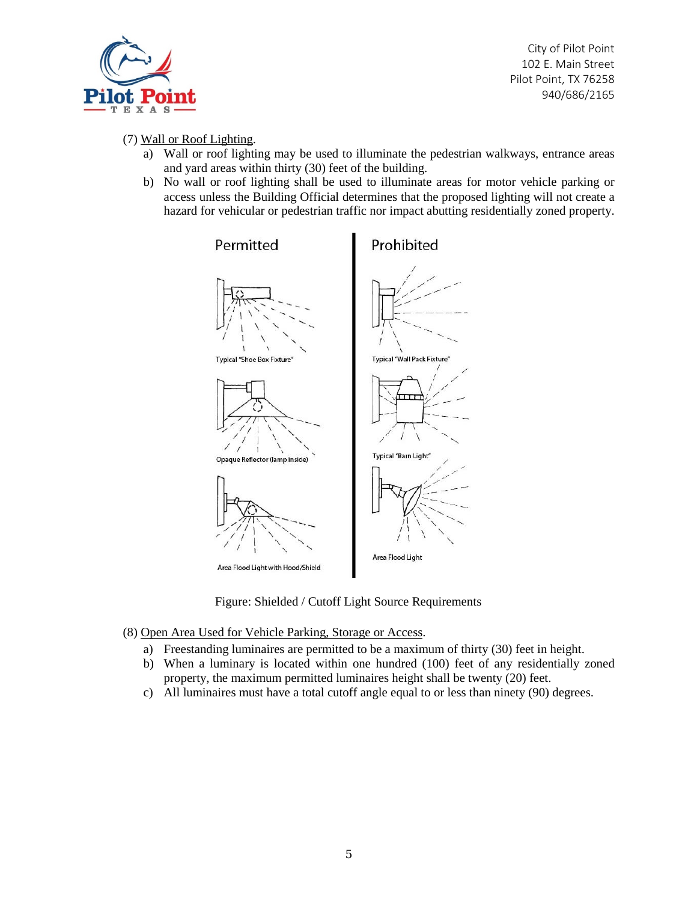(7) Wall or Roof Lighting.

a) Wall or roof lighting may be used to illuminate the pedestrian walkways, entrance areas and yard areas within thirty (30) feet of the building.

b) No wall or roof lighting shall be used to illuminate areas for motor vehicle parking or access unless the Building Official determines that the proposed lighting will not create a hazard for vehicular or pedestrian traffic nor impact abutting residentially zoned property.

| Permitted | Prohibited |
| --- | --- |
| Typical "Shoe Box Fixture" | Typical "Wall Pack Fixture" |
| Opaque Reflector (lamp inside) | Typical "Barn Light" |
| Area Flood Light with Hood/Shield | Area Flood Light |

Figure: Shielded / Cutoff Light Source Requirements

(8) Open Area Used for Vehicle Parking, Storage or Access.

a) Freestanding luminaires are permitted to be a maximum of thirty (30) feet in height.

b) When a luminary is located within one hundred (100) feet of any residentially zoned property, the maximum permitted luminaires height shall be twenty (20) feet.

c) All luminaires must have a total cutoff angle equal to or less than ninety (90) degrees.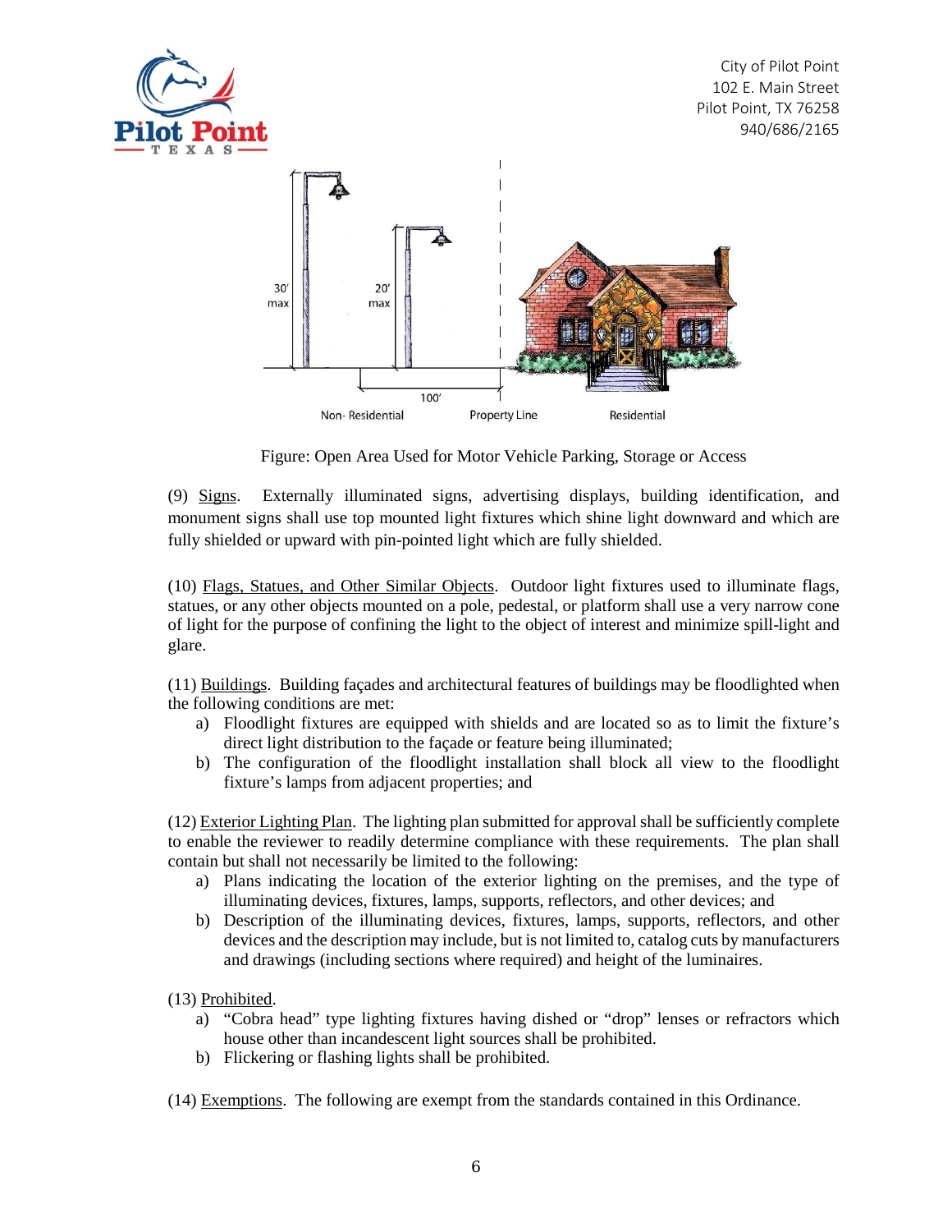Figure: Open Area Used for Motor Vehicle Parking, Storage or Access

(9) Signs. Externally illuminated signs, advertising displays, building identification, and monument signs shall use top mounted light fixtures which shine light downward and which are fully shielded or upward with pin-pointed light which are fully shielded.

(10) Flags, Statues, and Other Similar Objects. Outdoor light fixtures used to illuminate flags, statues, or any other objects mounted on a pole, pedestal, or platform shall use a very narrow cone of light for the purpose of confining the light to the object of interest and minimize spill-light and glare.

(11) Buildings. Building façades and architectural features of buildings may be floodlighted when the following conditions are met:

a) Floodlight fixtures are equipped with shields and are located so as to limit the fixture's direct light distribution to the façade or feature being illuminated;
b) The configuration of the floodlight installation shall block all view to the floodlight fixture's lamps from adjacent properties; and

(12) Exterior Lighting Plan. The lighting plan submitted for approval shall be sufficiently complete to enable the reviewer to readily determine compliance with these requirements. The plan shall contain but shall not necessarily be limited to the following:

a) Plans indicating the location of the exterior lighting on the premises, and the type of illuminating devices, fixtures, lamps, supports, reflectors, and other devices; and
b) Description of the illuminating devices, fixtures, lamps, supports, reflectors, and other devices and the description may include, but is not limited to, catalog cuts by manufacturers and drawings (including sections where required) and height of the luminaires.

(13) Prohibited.

a) "Cobra head" type lighting fixtures having dished or "drop" lenses or refractors which house other than incandescent light sources shall be prohibited.
b) Flickering or flashing lights shall be prohibited.

(14) Exemptions. The following are exempt from the standards contained in this Ordinance.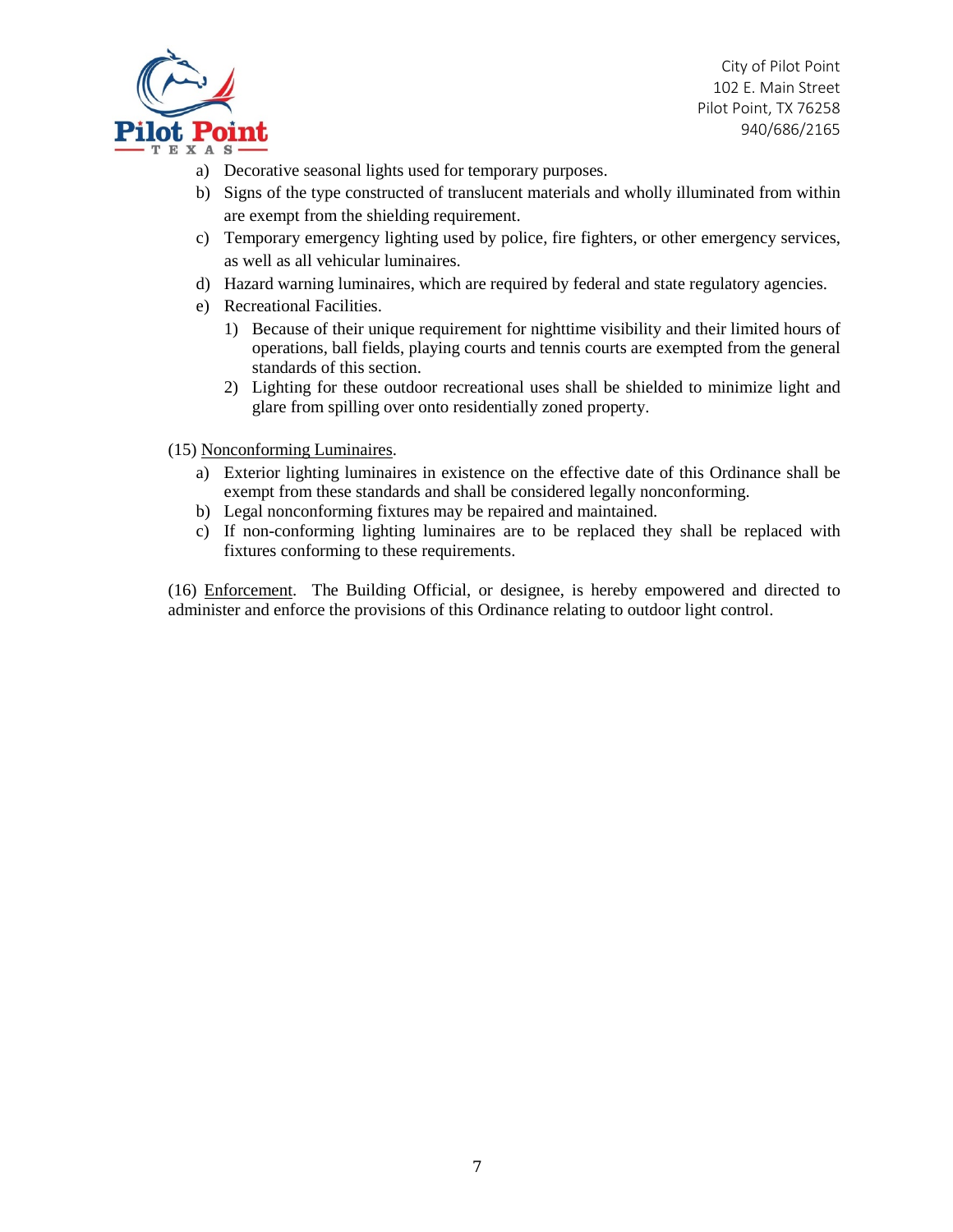a) Decorative seasonal lights used for temporary purposes.
b) Signs of the type constructed of translucent materials and wholly illuminated from within are exempt from the shielding requirement.
c) Temporary emergency lighting used by police, fire fighters, or other emergency services, as well as all vehicular luminaires.
d) Hazard warning luminaires, which are required by federal and state regulatory agencies.
e) Recreational Facilities.
    1) Because of their unique requirement for nighttime visibility and their limited hours of operations, ball fields, playing courts and tennis courts are exempted from the general standards of this section.
    2) Lighting for these outdoor recreational uses shall be shielded to minimize light and glare from spilling over onto residentially zoned property.

(15) Nonconforming Luminaires.

a) Exterior lighting luminaires in existence on the effective date of this Ordinance shall be exempt from these standards and shall be considered legally nonconforming.
b) Legal nonconforming fixtures may be repaired and maintained.
c) If non-conforming lighting luminaires are to be replaced they shall be replaced with fixtures conforming to these requirements.

(16) Enforcement. The Building Official, or designee, is hereby empowered and directed to administer and enforce the provisions of this Ordinance relating to outdoor light control.